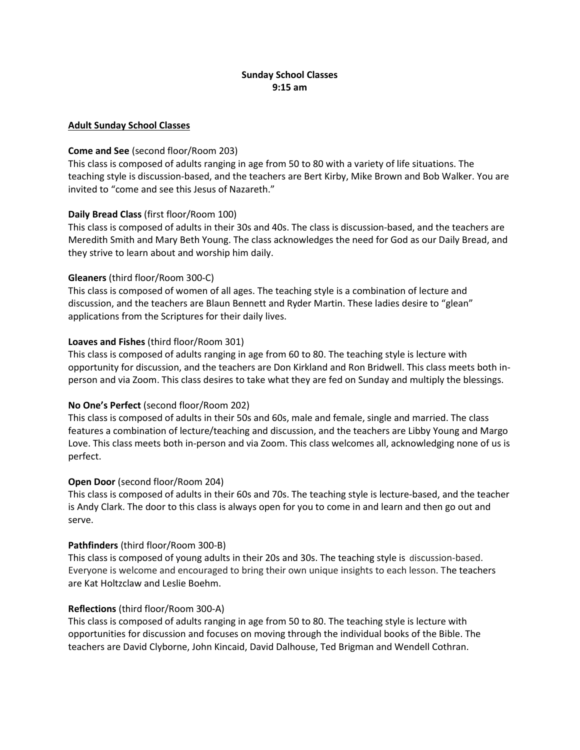# Sunday School Classes
## 9:15 am

## Adult Sunday School Classes

**Come and See** (second floor/Room 203)
This class is composed of adults ranging in age from 50 to 80 with a variety of life situations. The teaching style is discussion-based, and the teachers are Bert Kirby, Mike Brown and Bob Walker. You are invited to "come and see this Jesus of Nazareth."

**Daily Bread Class** (first floor/Room 100)
This class is composed of adults in their 30s and 40s. The class is discussion-based, and the teachers are Meredith Smith and Mary Beth Young. The class acknowledges the need for God as our Daily Bread, and they strive to learn about and worship him daily.

**Gleaners** (third floor/Room 300-C)
This class is composed of women of all ages. The teaching style is a combination of lecture and discussion, and the teachers are Blaun Bennett and Ryder Martin. These ladies desire to "glean" applications from the Scriptures for their daily lives.

**Loaves and Fishes** (third floor/Room 301)
This class is composed of adults ranging in age from 60 to 80. The teaching style is lecture with opportunity for discussion, and the teachers are Don Kirkland and Ron Bridwell. This class meets both in-person and via Zoom. This class desires to take what they are fed on Sunday and multiply the blessings.

**No One's Perfect** (second floor/Room 202)
This class is composed of adults in their 50s and 60s, male and female, single and married. The class features a combination of lecture/teaching and discussion, and the teachers are Libby Young and Margo Love. This class meets both in-person and via Zoom. This class welcomes all, acknowledging none of us is perfect.

**Open Door** (second floor/Room 204)
This class is composed of adults in their 60s and 70s. The teaching style is lecture-based, and the teacher is Andy Clark. The door to this class is always open for you to come in and learn and then go out and serve.

**Pathfinders** (third floor/Room 300-B)
This class is composed of young adults in their 20s and 30s. The teaching style is discussion-based. Everyone is welcome and encouraged to bring their own unique insights to each lesson. The teachers are Kat Holtzclaw and Leslie Boehm.

**Reflections** (third floor/Room 300-A)
This class is composed of adults ranging in age from 50 to 80. The teaching style is lecture with opportunities for discussion and focuses on moving through the individual books of the Bible. The teachers are David Clyborne, John Kincaid, David Dalhouse, Ted Brigman and Wendell Cothran.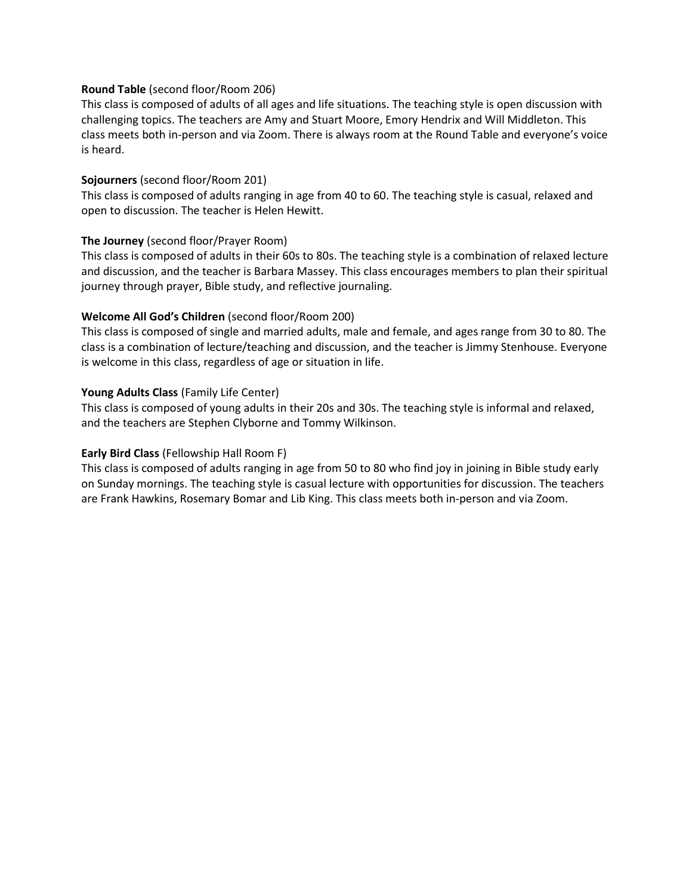**Round Table** (second floor/Room 206)
This class is composed of adults of all ages and life situations. The teaching style is open discussion with challenging topics. The teachers are Amy and Stuart Moore, Emory Hendrix and Will Middleton. This class meets both in-person and via Zoom. There is always room at the Round Table and everyone's voice is heard.

**Sojourners** (second floor/Room 201)
This class is composed of adults ranging in age from 40 to 60. The teaching style is casual, relaxed and open to discussion. The teacher is Helen Hewitt.

**The Journey** (second floor/Prayer Room)
This class is composed of adults in their 60s to 80s. The teaching style is a combination of relaxed lecture and discussion, and the teacher is Barbara Massey. This class encourages members to plan their spiritual journey through prayer, Bible study, and reflective journaling.

**Welcome All God's Children** (second floor/Room 200)
This class is composed of single and married adults, male and female, and ages range from 30 to 80. The class is a combination of lecture/teaching and discussion, and the teacher is Jimmy Stenhouse. Everyone is welcome in this class, regardless of age or situation in life.

**Young Adults Class** (Family Life Center)
This class is composed of young adults in their 20s and 30s. The teaching style is informal and relaxed, and the teachers are Stephen Clyborne and Tommy Wilkinson.

**Early Bird Class** (Fellowship Hall Room F)
This class is composed of adults ranging in age from 50 to 80 who find joy in joining in Bible study early on Sunday mornings. The teaching style is casual lecture with opportunities for discussion. The teachers are Frank Hawkins, Rosemary Bomar and Lib King. This class meets both in-person and via Zoom.